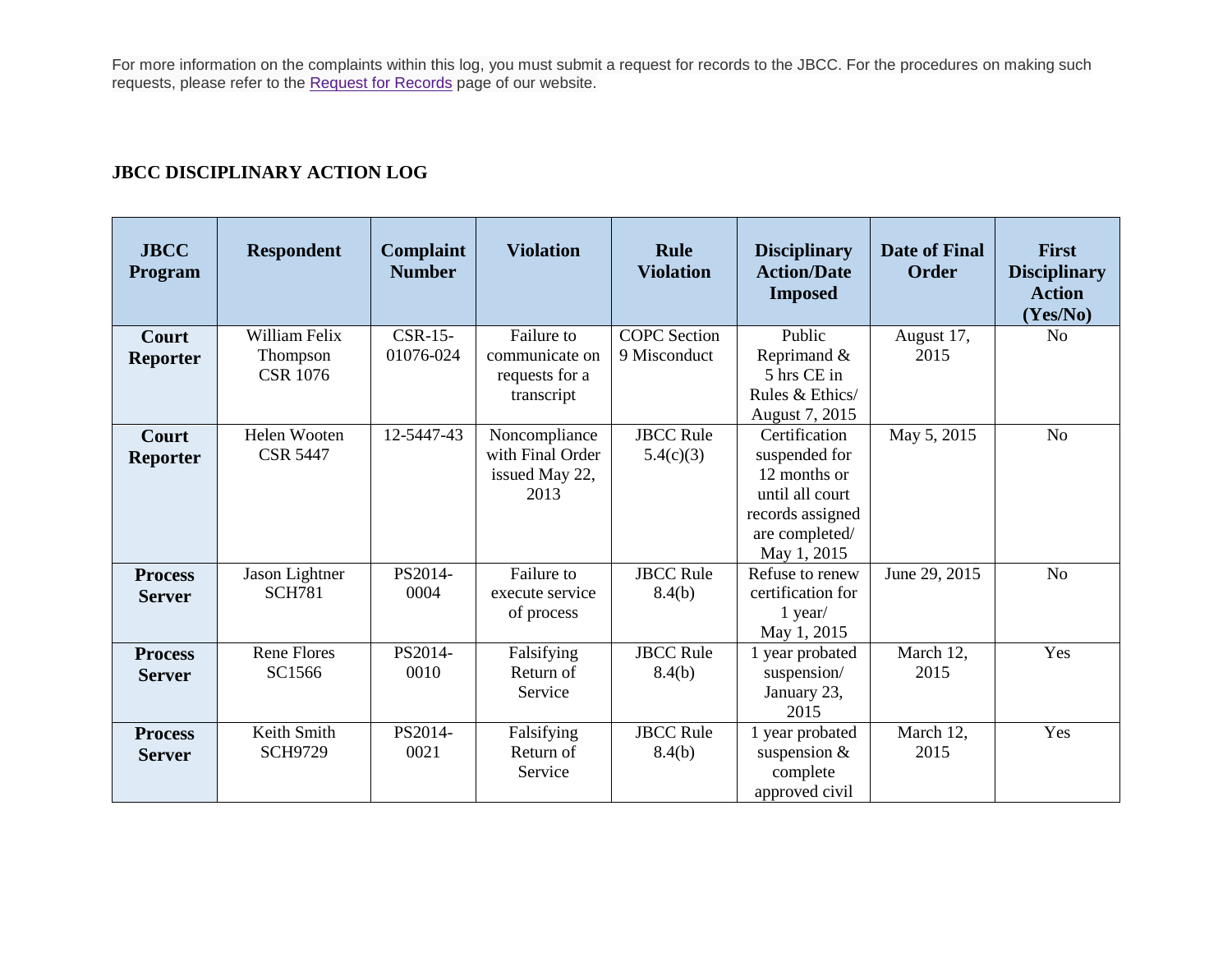For more information on the complaints within this log, you must submit a request for records to the JBCC. For the procedures on making such requests, please refer to the Request for Records page of our website.

## JBCC DISCIPLINARY ACTION LOG

| JBCC Program | Respondent | Complaint Number | Violation | Rule Violation | Disciplinary Action/Date Imposed | Date of Final Order | First Disciplinary Action (Yes/No) |
|---|---|---|---|---|---|---|---|
| **Court Reporter** | William Felix Thompson CSR 1076 | CSR-15-01076-024 | Failure to communicate on requests for a transcript | COPC Section 9 Misconduct | Public Reprimand & 5 hrs CE in Rules & Ethics/ August 7, 2015 | August 17, 2015 | No |
| **Court Reporter** | Helen Wooten CSR 5447 | 12-5447-43 | Noncompliance with Final Order issued May 22, 2013 | JBCC Rule 5.4(c)(3) | Certification suspended for 12 months or until all court records assigned are completed/ May 1, 2015 | May 5, 2015 | No |
| **Process Server** | Jason Lightner SCH781 | PS2014-0004 | Failure to execute service of process | JBCC Rule 8.4(b) | Refuse to renew certification for 1 year/ May 1, 2015 | June 29, 2015 | No |
| **Process Server** | Rene Flores SC1566 | PS2014-0010 | Falsifying Return of Service | JBCC Rule 8.4(b) | 1 year probated suspension/ January 23, 2015 | March 12, 2015 | Yes |
| **Process Server** | Keith Smith SCH9729 | PS2014-0021 | Falsifying Return of Service | JBCC Rule 8.4(b) | 1 year probated suspension & complete approved civil | March 12, 2015 | Yes |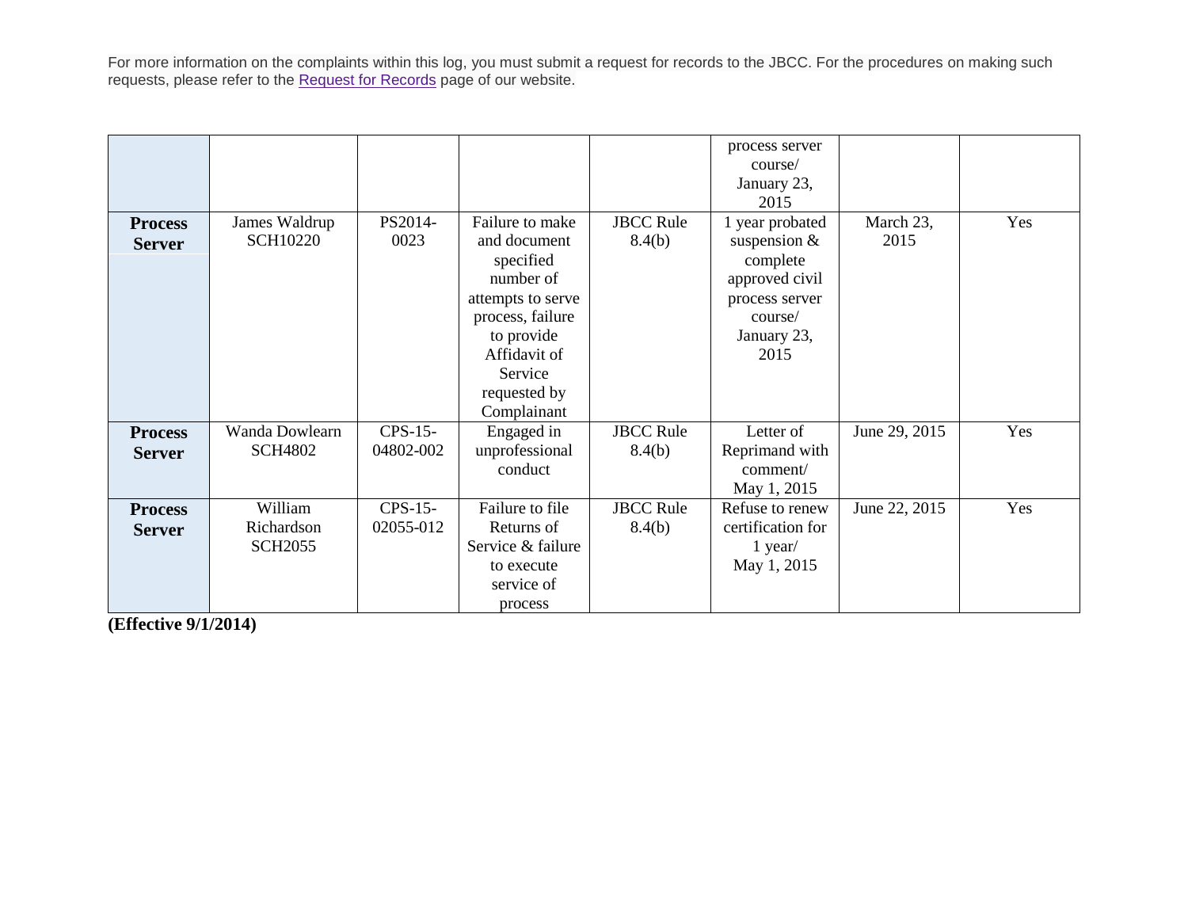For more information on the complaints within this log, you must submit a request for records to the JBCC. For the procedures on making such requests, please refer to the Request for Records page of our website.

| | | | | | | | |
|---|---|---|---|---|---|---|---|
| | | | | | process server course/ January 23, 2015 | | |
| **Process Server** | James Waldrup SCH10220 | PS2014-0023 | Failure to make and document specified number of attempts to serve process, failure to provide Affidavit of Service requested by Complainant | JBCC Rule 8.4(b) | 1 year probated suspension & complete approved civil process server course/ January 23, 2015 | March 23, 2015 | Yes |
| **Process Server** | Wanda Dowlearn SCH4802 | CPS-15-04802-002 | Engaged in unprofessional conduct | JBCC Rule 8.4(b) | Letter of Reprimand with comment/ May 1, 2015 | June 29, 2015 | Yes |
| **Process Server** | William Richardson SCH2055 | CPS-15-02055-012 | Failure to file Returns of Service & failure to execute service of process | JBCC Rule 8.4(b) | Refuse to renew certification for 1 year/ May 1, 2015 | June 22, 2015 | Yes |

**(Effective 9/1/2014)**